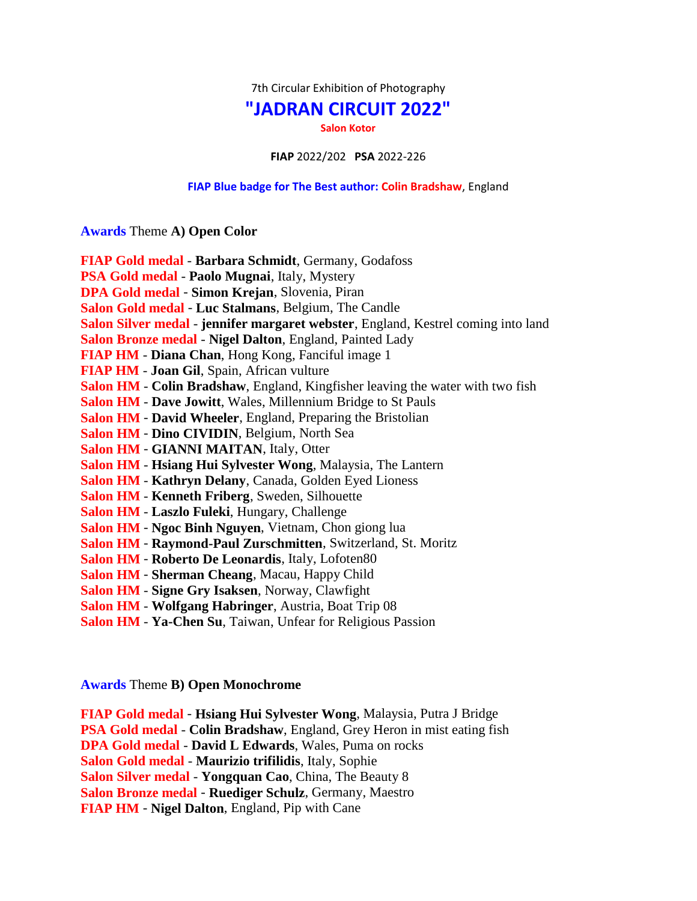7th Circular Exhibition of Photography

# "JADRAN CIRCUIT 2022"

**Salon Kotor**

**FIAP** 2022/202 **PSA** 2022-226

**FIAP Blue badge for The Best author: Colin Bradshaw**, England

## Awards Theme **A) Open Color**

FIAP Gold medal - **Barbara Schmidt**, Germany, Godafoss
PSA Gold medal - **Paolo Mugnai**, Italy, Mystery
DPA Gold medal - **Simon Krejan**, Slovenia, Piran
Salon Gold medal - **Luc Stalmans**, Belgium, The Candle
Salon Silver medal - **jennifer margaret webster**, England, Kestrel coming into land
Salon Bronze medal - **Nigel Dalton**, England, Painted Lady
FIAP HM - **Diana Chan**, Hong Kong, Fanciful image 1
FIAP HM - **Joan Gil**, Spain, African vulture
Salon HM - **Colin Bradshaw**, England, Kingfisher leaving the water with two fish
Salon HM - **Dave Jowitt**, Wales, Millennium Bridge to St Pauls
Salon HM - **David Wheeler**, England, Preparing the Bristolian
Salon HM - **Dino CIVIDIN**, Belgium, North Sea
Salon HM - **GIANNI MAITAN**, Italy, Otter
Salon HM - **Hsiang Hui Sylvester Wong**, Malaysia, The Lantern
Salon HM - **Kathryn Delany**, Canada, Golden Eyed Lioness
Salon HM - **Kenneth Friberg**, Sweden, Silhouette
Salon HM - **Laszlo Fuleki**, Hungary, Challenge
Salon HM - **Ngoc Binh Nguyen**, Vietnam, Chon giong lua
Salon HM - **Raymond-Paul Zurschmitten**, Switzerland, St. Moritz
Salon HM - **Roberto De Leonardis**, Italy, Lofoten80
Salon HM - **Sherman Cheang**, Macau, Happy Child
Salon HM - **Signe Gry Isaksen**, Norway, Clawfight
Salon HM - **Wolfgang Habringer**, Austria, Boat Trip 08
Salon HM - **Ya-Chen Su**, Taiwan, Unfear for Religious Passion

## Awards Theme **B) Open Monochrome**

FIAP Gold medal - **Hsiang Hui Sylvester Wong**, Malaysia, Putra J Bridge
PSA Gold medal - **Colin Bradshaw**, England, Grey Heron in mist eating fish
DPA Gold medal - **David L Edwards**, Wales, Puma on rocks
Salon Gold medal - **Maurizio trifilidis**, Italy, Sophie
Salon Silver medal - **Yongquan Cao**, China, The Beauty 8
Salon Bronze medal - **Ruediger Schulz**, Germany, Maestro
FIAP HM - **Nigel Dalton**, England, Pip with Cane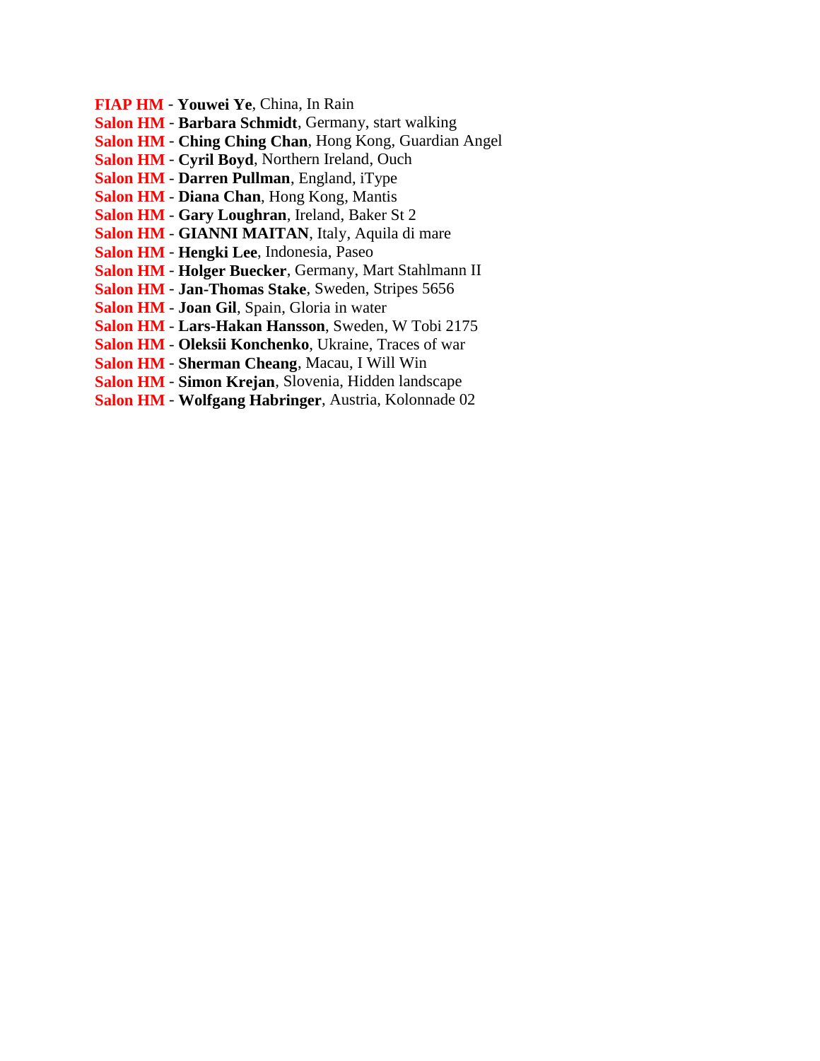**FIAP HM** - **Youwei Ye**, China, In Rain
**Salon HM** - **Barbara Schmidt**, Germany, start walking
**Salon HM** - **Ching Ching Chan**, Hong Kong, Guardian Angel
**Salon HM** - **Cyril Boyd**, Northern Ireland, Ouch
**Salon HM** - **Darren Pullman**, England, iType
**Salon HM** - **Diana Chan**, Hong Kong, Mantis
**Salon HM** - **Gary Loughran**, Ireland, Baker St 2
**Salon HM** - **GIANNI MAITAN**, Italy, Aquila di mare
**Salon HM** - **Hengki Lee**, Indonesia, Paseo
**Salon HM** - **Holger Buecker**, Germany, Mart Stahlmann II
**Salon HM** - **Jan-Thomas Stake**, Sweden, Stripes 5656
**Salon HM** - **Joan Gil**, Spain, Gloria in water
**Salon HM** - **Lars-Hakan Hansson**, Sweden, W Tobi 2175
**Salon HM** - **Oleksii Konchenko**, Ukraine, Traces of war
**Salon HM** - **Sherman Cheang**, Macau, I Will Win
**Salon HM** - **Simon Krejan**, Slovenia, Hidden landscape
**Salon HM** - **Wolfgang Habringer**, Austria, Kolonnade 02